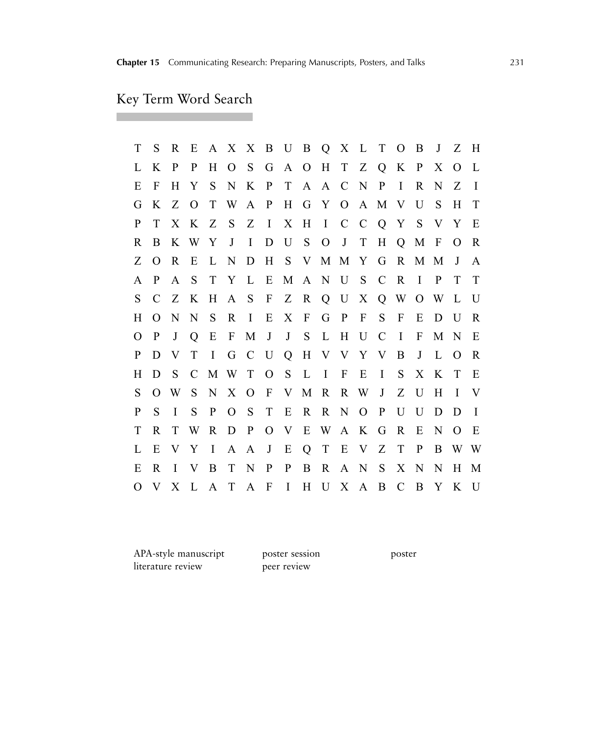| T  | S                                     | $\mathbf{R}$ | Ε              |                 |              | A X X B U B Q X L T O |              |                 |         |           |       |                     |              | B            | J            | Z              | H        |
|----|---------------------------------------|--------------|----------------|-----------------|--------------|-----------------------|--------------|-----------------|---------|-----------|-------|---------------------|--------------|--------------|--------------|----------------|----------|
| L  | K                                     | $\mathbf{P}$ | P              | $H_{\parallel}$ |              | O S G A O H T Z Q K   |              |                 |         |           |       |                     |              | $\mathbf{P}$ | X            | $\Omega$       | L        |
| E  | F                                     | H            | Y              | $S_{\text{}}$   | N            |                       |              |                 |         |           |       | K P T A A C N P     | $\mathbf{I}$ | R            | N            | Z              | $\bf{I}$ |
| G  | K                                     | Z            | $\overline{O}$ |                 | T W          |                       |              |                 |         |           |       | A P H G Y O A M V   |              | $\mathbf U$  | S            | H              | T        |
| P  | T                                     |              | X K            |                 | Z S          |                       |              | Z I X H         |         |           |       | I C C Q Y S V       |              |              |              | Y              | E        |
| R. | B                                     |              | K W            | Y               | J            | $\mathbf{I}$          | $\mathbf{D}$ |                 |         | U S O J T |       | H                   |              | Q M F        |              | $\Omega$       | R        |
| Z  | $\Omega$                              | R            | E              |                 | L N          | D                     |              |                 |         |           |       | H S V M M Y G R M M |              |              |              | J              | A        |
| A  | P                                     | A            | <sub>S</sub>   |                 | T Y          |                       |              | L E M A N U S C |         |           |       |                     | $\mathbb{R}$ | $\mathbf{I}$ | $\mathbf{P}$ | T              | T        |
| S. | $\mathcal{C}$                         | Z            | K              | $H_{\parallel}$ |              | A S F Z R Q U X Q W   |              |                 |         |           |       |                     |              | $\mathbf{O}$ | W            | L              | U        |
| H  | $\overline{O}$                        | N            | N              | S               | R            | $\mathbf{I}$          | E            |                 | $X \tF$ |           | G P F |                     | $S$ F        | Ε            | D            | U              | R        |
| O  | P                                     | J            | Q              | E               | $\mathbf{F}$ | M                     |              | J J S L H U     |         |           |       | $\mathbf C$         | $\mathbf{I}$ | F            | M            | N              | E        |
| P  | D                                     | V            | T              | $\mathbf{I}$    |              | G C U Q H V V Y V     |              |                 |         |           |       |                     | $\mathbf{B}$ | J            | L            | $\Omega$       | R        |
| H  | D                                     | S            | $\mathcal{C}$  |                 | M W          | TOSLIFEI              |              |                 |         |           |       |                     | S            | X            | $\mathbf{K}$ | $\mathbf T$    | Ε        |
| S  |                                       | $O$ W        | S.             |                 |              | N X O F V M R R W J   |              |                 |         |           |       |                     |              | Z U          | H            | $\bf{I}$       | V        |
| P  | S                                     | $\mathbf I$  | S              | $\mathbf{P}$    |              | O S T                 |              | E R R N O P     |         |           |       |                     | $\bf U$      | $\mathbf U$  | D            | D              | $\bf{I}$ |
| T  | R                                     |              | T W            | $\mathbf{R}$    |              | $D$ $P$               |              | O V E W A K G   |         |           |       |                     | $\mathbf R$  | Ε            | N            | $\overline{O}$ | E        |
| L  | Ε                                     | V            | Y              | $\mathbf{I}$    |              | A A J E Q T E V Z T   |              |                 |         |           |       |                     |              | $\mathbf{P}$ | B            | W W            |          |
| E  | R                                     | $\bf{I}$     | V              | B               |              | T N                   | $\mathbf{P}$ | $\mathbf P$     |         |           |       | B R A N S X N       |              |              | N            | H              | M        |
|    | O V X L A T A F I H U X A B C B Y K U |              |                |                 |              |                       |              |                 |         |           |       |                     |              |              |              |                |          |